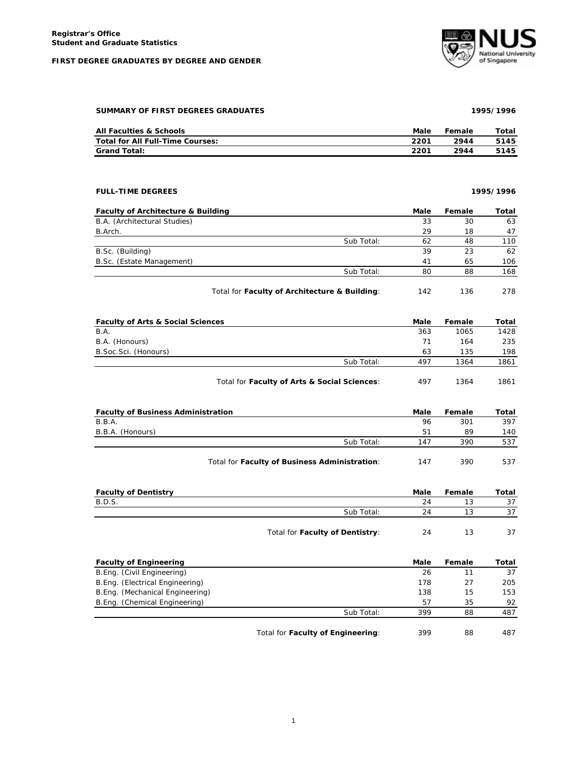**Registrar's Office**
**Student and Graduate Statistics**

**FIRST DEGREE GRADUATES BY DEGREE AND GENDER**

## SUMMARY OF FIRST DEGREES GRADUATES — 1995/1996

| All Faculties & Schools | Male | Female | Total |
|---|---|---|---|
| **Total for All Full-Time Courses:** | **2201** | **2944** | **5145** |
| **Grand Total:** | **2201** | **2944** | **5145** |

## FULL-TIME DEGREES — 1995/1996

| Faculty of Architecture & Building | | Male | Female | Total |
|---|---|---|---|---|
| B.A. (Architectural Studies) | | 33 | 30 | 63 |
| B.Arch. | | 29 | 18 | 47 |
| | Sub Total: | 62 | 48 | 110 |
| B.Sc. (Building) | | 39 | 23 | 62 |
| B.Sc. (Estate Management) | | 41 | 65 | 106 |
| | Sub Total: | 80 | 88 | 168 |
| | Total for **Faculty of Architecture & Building**: | 142 | 136 | 278 |

| Faculty of Arts & Social Sciences | | Male | Female | Total |
|---|---|---|---|---|
| B.A. | | 363 | 1065 | 1428 |
| B.A. (Honours) | | 71 | 164 | 235 |
| B.Soc.Sci. (Honours) | | 63 | 135 | 198 |
| | Sub Total: | 497 | 1364 | 1861 |
| | Total for **Faculty of Arts & Social Sciences**: | 497 | 1364 | 1861 |

| Faculty of Business Administration | | Male | Female | Total |
|---|---|---|---|---|
| B.B.A. | | 96 | 301 | 397 |
| B.B.A. (Honours) | | 51 | 89 | 140 |
| | Sub Total: | 147 | 390 | 537 |
| | Total for **Faculty of Business Administration**: | 147 | 390 | 537 |

| Faculty of Dentistry | | Male | Female | Total |
|---|---|---|---|---|
| B.D.S. | | 24 | 13 | 37 |
| | Sub Total: | 24 | 13 | 37 |
| | Total for **Faculty of Dentistry**: | 24 | 13 | 37 |

| Faculty of Engineering | | Male | Female | Total |
|---|---|---|---|---|
| B.Eng. (Civil Engineering) | | 26 | 11 | 37 |
| B.Eng. (Electrical Engineering) | | 178 | 27 | 205 |
| B.Eng. (Mechanical Engineering) | | 138 | 15 | 153 |
| B.Eng. (Chemical Engineering) | | 57 | 35 | 92 |
| | Sub Total: | 399 | 88 | 487 |
| | Total for **Faculty of Engineering**: | 399 | 88 | 487 |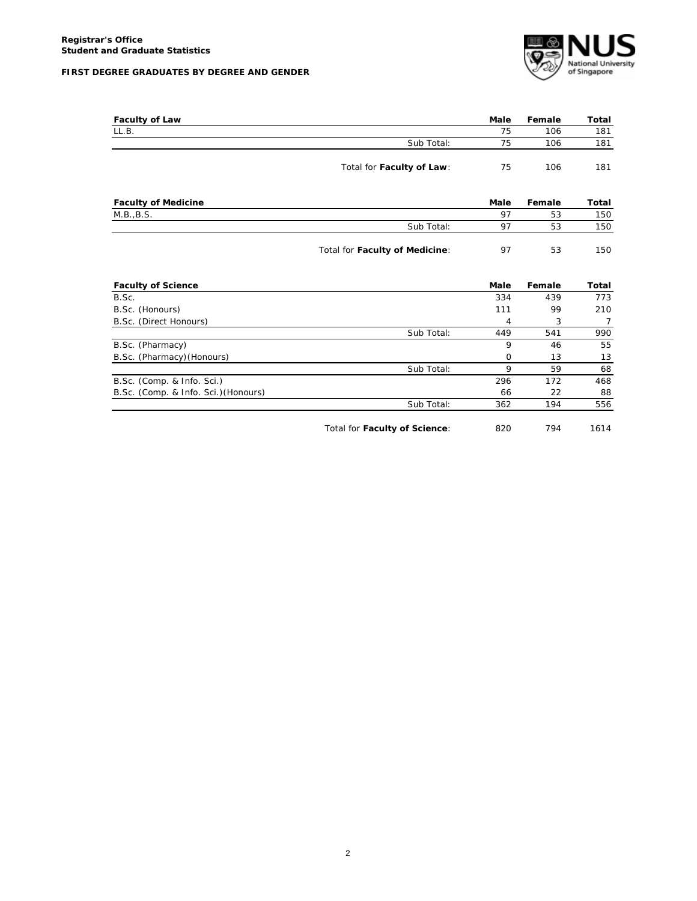**Registrar's Office**
**Student and Graduate Statistics**

**FIRST DEGREE GRADUATES BY DEGREE AND GENDER**

| Faculty of Law | | Male | Female | Total |
|---|---|---|---|---|
| LL.B. | | 75 | 106 | 181 |
| | Sub Total: | 75 | 106 | 181 |
| | Total for **Faculty of Law**: | 75 | 106 | 181 |

| Faculty of Medicine | | Male | Female | Total |
|---|---|---|---|---|
| M.B.,B.S. | | 97 | 53 | 150 |
| | Sub Total: | 97 | 53 | 150 |
| | Total for **Faculty of Medicine**: | 97 | 53 | 150 |

| Faculty of Science | | Male | Female | Total |
|---|---|---|---|---|
| B.Sc. | | 334 | 439 | 773 |
| B.Sc. (Honours) | | 111 | 99 | 210 |
| B.Sc. (Direct Honours) | | 4 | 3 | 7 |
| | Sub Total: | 449 | 541 | 990 |
| B.Sc. (Pharmacy) | | 9 | 46 | 55 |
| B.Sc. (Pharmacy)(Honours) | | 0 | 13 | 13 |
| | Sub Total: | 9 | 59 | 68 |
| B.Sc. (Comp. & Info. Sci.) | | 296 | 172 | 468 |
| B.Sc. (Comp. & Info. Sci.)(Honours) | | 66 | 22 | 88 |
| | Sub Total: | 362 | 194 | 556 |
| | Total for **Faculty of Science**: | 820 | 794 | 1614 |